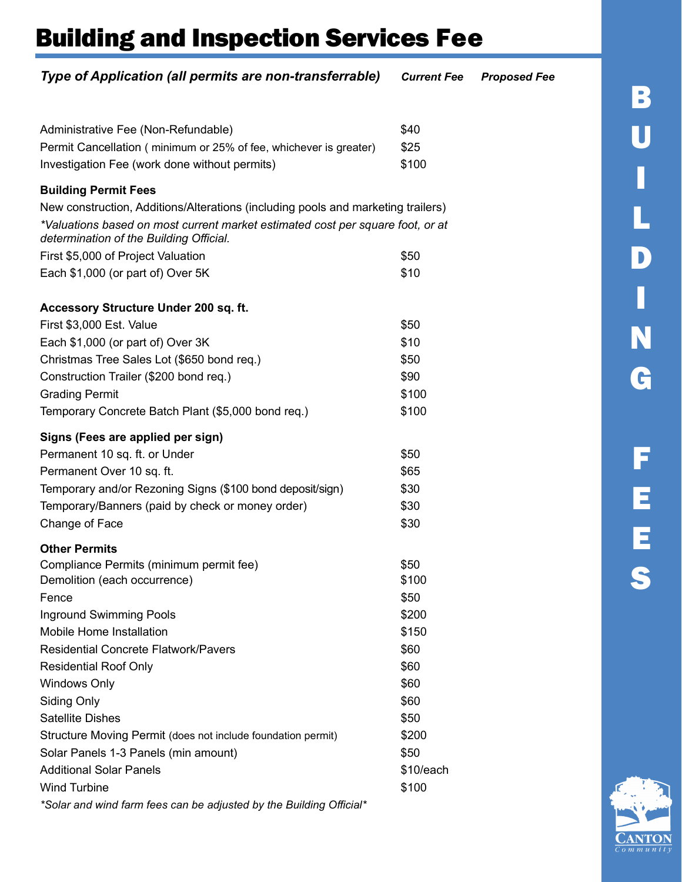# Building and Inspection Services Fee

| *Type of Application (all permits are non-transferrable)* | *Current Fee* | *Proposed Fee* |
|---|---|---|
| Administrative Fee (Non-Refundable) | $40 | |
| Permit Cancellation ( minimum or 25% of fee, whichever is greater) | $25 | |
| Investigation Fee (work done without permits) | $100 | |
| **Building Permit Fees** | | |
| New construction, Additions/Alterations (including pools and marketing trailers) | | |
| *\*Valuations based on most current market estimated cost per square foot, or at determination of the Building Official.* | | |
| First $5,000 of Project Valuation | $50 | |
| Each $1,000 (or part of) Over 5K | $10 | |
| **Accessory Structure Under 200 sq. ft.** | | |
| First $3,000 Est. Value | $50 | |
| Each $1,000 (or part of) Over 3K | $10 | |
| Christmas Tree Sales Lot ($650 bond req.) | $50 | |
| Construction Trailer ($200 bond req.) | $90 | |
| Grading Permit | $100 | |
| Temporary Concrete Batch Plant ($5,000 bond req.) | $100 | |
| **Signs (Fees are applied per sign)** | | |
| Permanent 10 sq. ft. or Under | $50 | |
| Permanent Over 10 sq. ft. | $65 | |
| Temporary and/or Rezoning Signs ($100 bond deposit/sign) | $30 | |
| Temporary/Banners (paid by check or money order) | $30 | |
| Change of Face | $30 | |
| **Other Permits** | | |
| Compliance Permits (minimum permit fee) | $50 | |
| Demolition (each occurrence) | $100 | |
| Fence | $50 | |
| Inground Swimming Pools | $200 | |
| Mobile Home Installation | $150 | |
| Residential Concrete Flatwork/Pavers | $60 | |
| Residential Roof Only | $60 | |
| Windows Only | $60 | |
| Siding Only | $60 | |
| Satellite Dishes | $50 | |
| Structure Moving Permit (does not include foundation permit) | $200 | |
| Solar Panels 1-3 Panels (min amount) | $50 | |
| Additional Solar Panels | $10/each | |
| Wind Turbine | $100 | |

*\*Solar and wind farm fees can be adjusted by the Building Official\**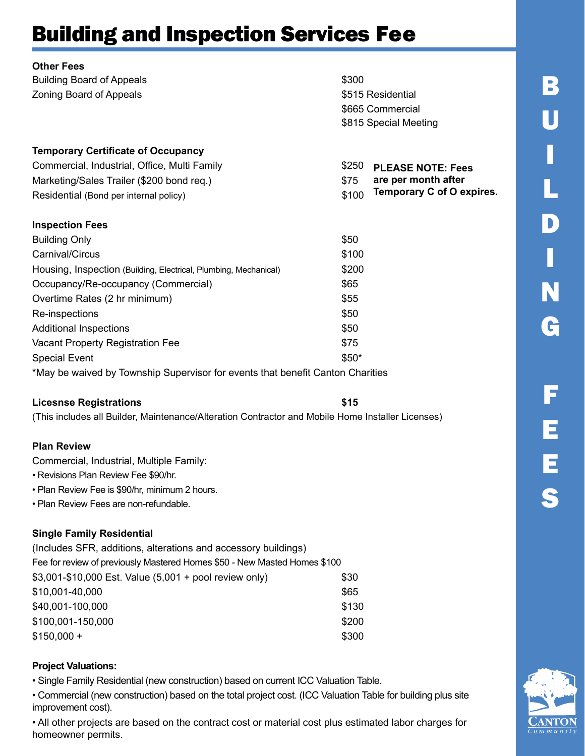# Building and Inspection Services Fee

**Other Fees**

| | |
|---|---|
| Building Board of Appeals | $300 |
| Zoning Board of Appeals | $515 Residential |
| | $665 Commercial |
| | $815 Special Meeting |

**Temporary Certificate of Occupancy**

| | |
|---|---|
| Commercial, Industrial, Office, Multi Family | $250 |
| Marketing/Sales Trailer ($200 bond req.) | $75 |
| Residential (Bond per internal policy) | $100 |

**PLEASE NOTE: Fees are per month after Temporary C of O expires.**

**Inspection Fees**

| | |
|---|---|
| Building Only | $50 |
| Carnival/Circus | $100 |
| Housing, Inspection (Building, Electrical, Plumbing, Mechanical) | $200 |
| Occupancy/Re-occupancy (Commercial) | $65 |
| Overtime Rates (2 hr minimum) | $55 |
| Re-inspections | $50 |
| Additional Inspections | $50 |
| Vacant Property Registration Fee | $75 |
| Special Event | $50* |

*May be waived by Township Supervisor for events that benefit Canton Charities

**Licesnse Registrations** **$15**

(This includes all Builder, Maintenance/Alteration Contractor and Mobile Home Installer Licenses)

**Plan Review**

Commercial, Industrial, Multiple Family:

- Revisions Plan Review Fee $90/hr.
- Plan Review Fee is $90/hr, minimum 2 hours.
- Plan Review Fees are non-refundable.

**Single Family Residential**

(Includes SFR, additions, alterations and accessory buildings)

Fee for review of previously Mastered Homes $50 - New Masted Homes $100

| | |
|---|---|
| $3,001-$10,000 Est. Value (5,001 + pool review only) | $30 |
| $10,001-40,000 | $65 |
| $40,001-100,000 | $130 |
| $100,001-150,000 | $200 |
| $150,000 + | $300 |

**Project Valuations:**

- Single Family Residential (new construction) based on current ICC Valuation Table.
- Commercial (new construction) based on the total project cost. (ICC Valuation Table for building plus site improvement cost).
- All other projects are based on the contract cost or material cost plus estimated labor charges for homeowner permits.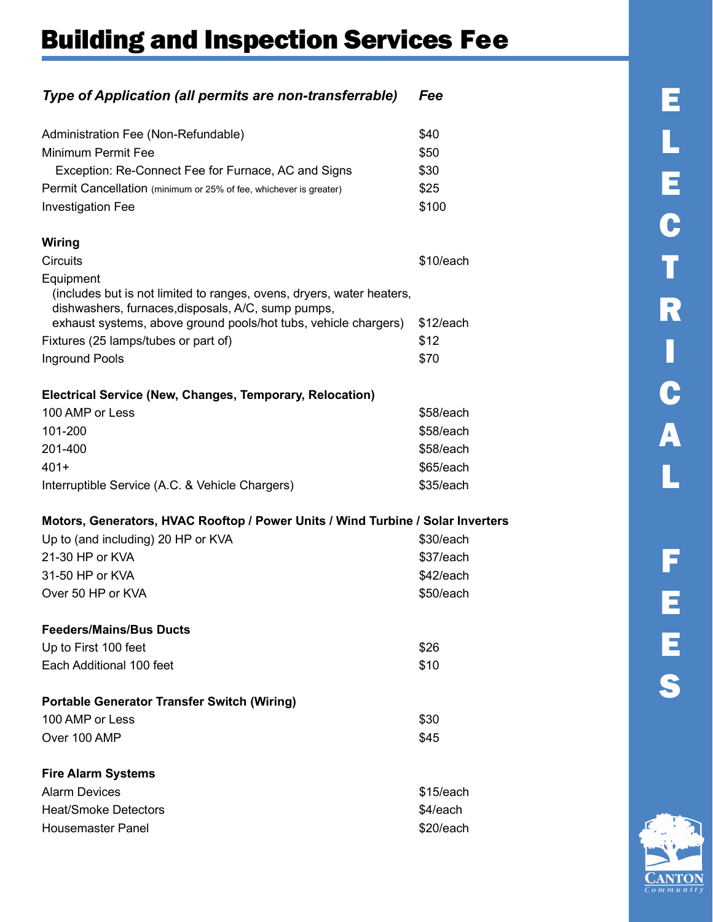# Building and Inspection Services Fee

| *Type of Application (all permits are non-transferrable)* | *Fee* |
|---|---|
| Administration Fee (Non-Refundable) | $40 |
| Minimum Permit Fee | $50 |
| Exception: Re-Connect Fee for Furnace, AC and Signs | $30 |
| Permit Cancellation (minimum or 25% of fee, whichever is greater) | $25 |
| Investigation Fee | $100 |
| **Wiring** | |
| Circuits | $10/each |
| Equipment (includes but is not limited to ranges, ovens, dryers, water heaters, dishwashers, furnaces,disposals, A/C, sump pumps, exhaust systems, above ground pools/hot tubs, vehicle chargers) | $12/each |
| Fixtures (25 lamps/tubes or part of) | $12 |
| Inground Pools | $70 |
| **Electrical Service (New, Changes, Temporary, Relocation)** | |
| 100 AMP or Less | $58/each |
| 101-200 | $58/each |
| 201-400 | $58/each |
| 401+ | $65/each |
| Interruptible Service (A.C. & Vehicle Chargers) | $35/each |
| **Motors, Generators, HVAC Rooftop / Power Units / Wind Turbine / Solar Inverters** | |
| Up to (and including) 20 HP or KVA | $30/each |
| 21-30 HP or KVA | $37/each |
| 31-50 HP or KVA | $42/each |
| Over 50 HP or KVA | $50/each |
| **Feeders/Mains/Bus Ducts** | |
| Up to First 100 feet | $26 |
| Each Additional 100 feet | $10 |
| **Portable Generator Transfer Switch (Wiring)** | |
| 100 AMP or Less | $30 |
| Over 100 AMP | $45 |
| **Fire Alarm Systems** | |
| Alarm Devices | $15/each |
| Heat/Smoke Detectors | $4/each |
| Housemaster Panel | $20/each |

ELECTRICAL FEES

CANTON Community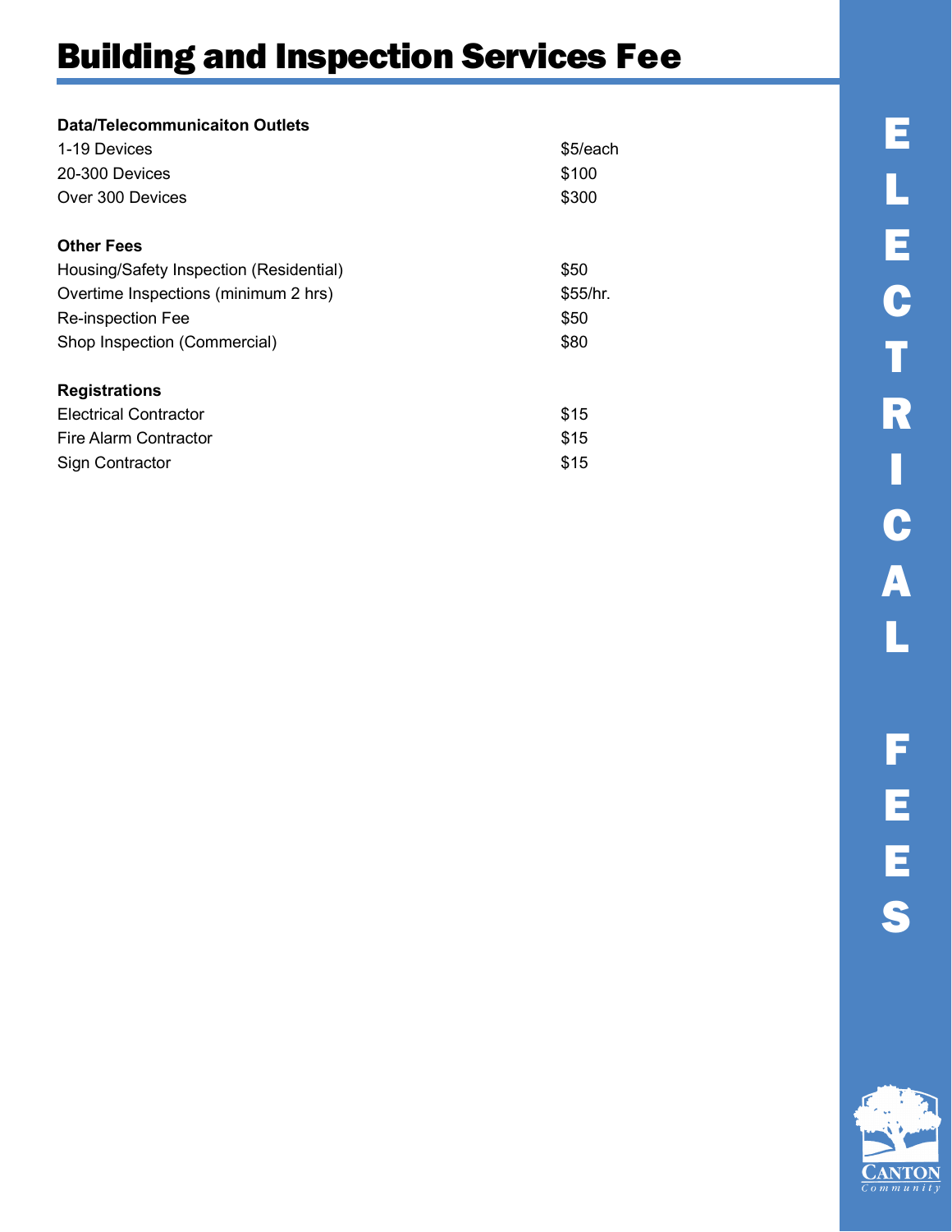# Building and Inspection Services Fee

| **Data/Telecommunicaiton Outlets** | |
|---|---|
| 1-19 Devices | $5/each |
| 20-300 Devices | $100 |
| Over 300 Devices | $300 |

| **Other Fees** | |
|---|---|
| Housing/Safety Inspection (Residential) | $50 |
| Overtime Inspections (minimum 2 hrs) | $55/hr. |
| Re-inspection Fee | $50 |
| Shop Inspection (Commercial) | $80 |

| **Registrations** | |
|---|---|
| Electrical Contractor | $15 |
| Fire Alarm Contractor | $15 |
| Sign Contractor | $15 |

ELECTRICAL FEES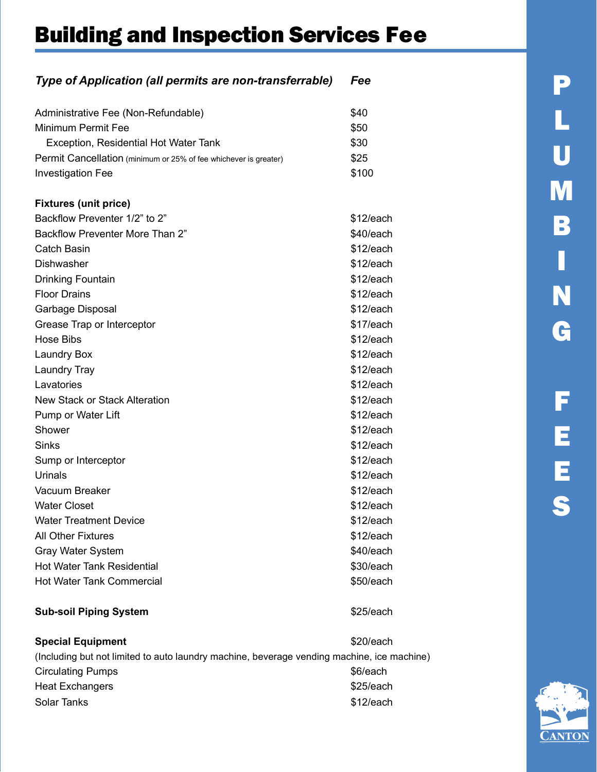# Building and Inspection Services Fee

| *Type of Application (all permits are non-transferrable)* | *Fee* |
| --- | --- |
| Administrative Fee (Non-Refundable) | $40 |
| Minimum Permit Fee | $50 |
| Exception, Residential Hot Water Tank | $30 |
| Permit Cancellation (minimum or 25% of fee whichever is greater) | $25 |
| Investigation Fee | $100 |
| **Fixtures (unit price)** | |
| Backflow Preventer 1/2" to 2" | $12/each |
| Backflow Preventer More Than 2" | $40/each |
| Catch Basin | $12/each |
| Dishwasher | $12/each |
| Drinking Fountain | $12/each |
| Floor Drains | $12/each |
| Garbage Disposal | $12/each |
| Grease Trap or Interceptor | $17/each |
| Hose Bibs | $12/each |
| Laundry Box | $12/each |
| Laundry Tray | $12/each |
| Lavatories | $12/each |
| New Stack or Stack Alteration | $12/each |
| Pump or Water Lift | $12/each |
| Shower | $12/each |
| Sinks | $12/each |
| Sump or Interceptor | $12/each |
| Urinals | $12/each |
| Vacuum Breaker | $12/each |
| Water Closet | $12/each |
| Water Treatment Device | $12/each |
| All Other Fixtures | $12/each |
| Gray Water System | $40/each |
| Hot Water Tank Residential | $30/each |
| Hot Water Tank Commercial | $50/each |
| **Sub-soil Piping System** | $25/each |
| **Special Equipment** | $20/each |
| (Including but not limited to auto laundry machine, beverage vending machine, ice machine) | |
| Circulating Pumps | $6/each |
| Heat Exchangers | $25/each |
| Solar Tanks | $12/each |

PLUMBING FEES

CANTON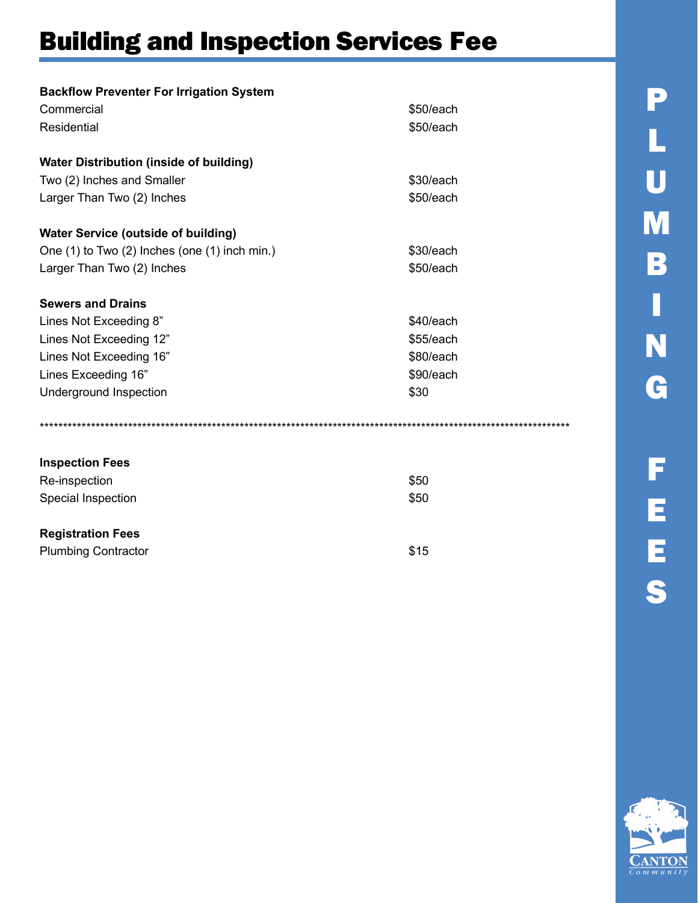# Building and Inspection Services Fee

**Backflow Preventer For Irrigation System**

| | |
|---|---|
| Commercial | $50/each |
| Residential | $50/each |

**Water Distribution (inside of building)**

| | |
|---|---|
| Two (2) Inches and Smaller | $30/each |
| Larger Than Two (2) Inches | $50/each |

**Water Service (outside of building)**

| | |
|---|---|
| One (1) to Two (2) Inches (one (1) inch min.) | $30/each |
| Larger Than Two (2) Inches | $50/each |

**Sewers and Drains**

| | |
|---|---|
| Lines Not Exceeding 8” | $40/each |
| Lines Not Exceeding 12” | $55/each |
| Lines Not Exceeding 16” | $80/each |
| Lines Exceeding 16” | $90/each |
| Underground Inspection | $30 |

************************************************************************************************************************

**Inspection Fees**

| | |
|---|---|
| Re-inspection | $50 |
| Special Inspection | $50 |

**Registration Fees**

| | |
|---|---|
| Plumbing Contractor | $15 |

PLUMBING FEES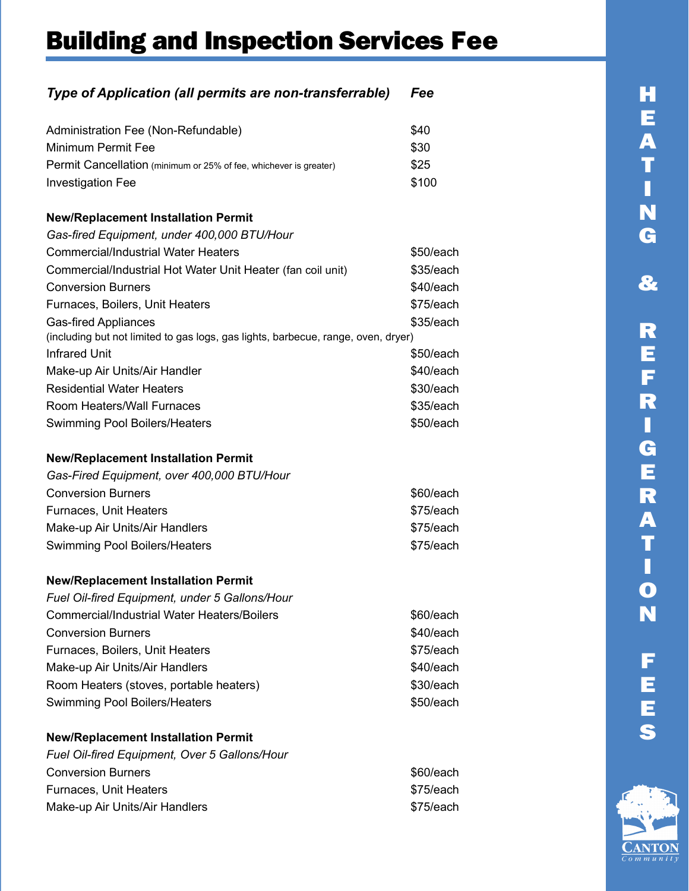# Building and Inspection Services Fee

| *Type of Application (all permits are non-transferrable)* | *Fee* |
|---|---|
| Administration Fee (Non-Refundable) | $40 |
| Minimum Permit Fee | $30 |
| Permit Cancellation (minimum or 25% of fee, whichever is greater) | $25 |
| Investigation Fee | $100 |
| **New/Replacement Installation Permit** | |
| *Gas-fired Equipment, under 400,000 BTU/Hour* | |
| Commercial/Industrial Water Heaters | $50/each |
| Commercial/Industrial Hot Water Unit Heater (fan coil unit) | $35/each |
| Conversion Burners | $40/each |
| Furnaces, Boilers, Unit Heaters | $75/each |
| Gas-fired Appliances (including but not limited to gas logs, gas lights, barbecue, range, oven, dryer) | $35/each |
| Infrared Unit | $50/each |
| Make-up Air Units/Air Handler | $40/each |
| Residential Water Heaters | $30/each |
| Room Heaters/Wall Furnaces | $35/each |
| Swimming Pool Boilers/Heaters | $50/each |
| **New/Replacement Installation Permit** | |
| *Gas-Fired Equipment, over 400,000 BTU/Hour* | |
| Conversion Burners | $60/each |
| Furnaces, Unit Heaters | $75/each |
| Make-up Air Units/Air Handlers | $75/each |
| Swimming Pool Boilers/Heaters | $75/each |
| **New/Replacement Installation Permit** | |
| *Fuel Oil-fired Equipment, under 5 Gallons/Hour* | |
| Commercial/Industrial Water Heaters/Boilers | $60/each |
| Conversion Burners | $40/each |
| Furnaces, Boilers, Unit Heaters | $75/each |
| Make-up Air Units/Air Handlers | $40/each |
| Room Heaters (stoves, portable heaters) | $30/each |
| Swimming Pool Boilers/Heaters | $50/each |
| **New/Replacement Installation Permit** | |
| *Fuel Oil-fired Equipment, Over 5 Gallons/Hour* | |
| Conversion Burners | $60/each |
| Furnaces, Unit Heaters | $75/each |
| Make-up Air Units/Air Handlers | $75/each |

HEATING & REFRIGERATION FEES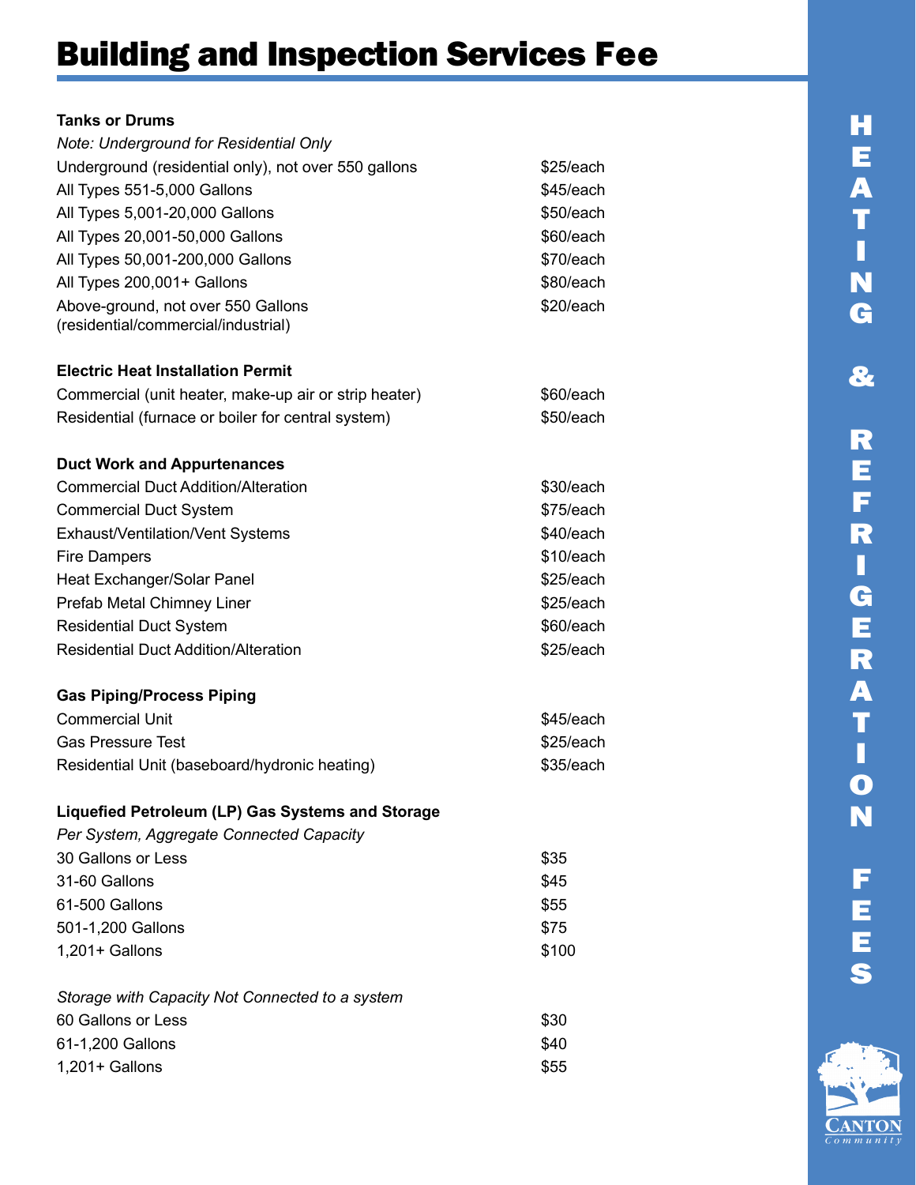# Building and Inspection Services Fee

**Tanks or Drums**

*Note: Underground for Residential Only*

| | |
|---|---|
| Underground (residential only), not over 550 gallons | $25/each |
| All Types 551-5,000 Gallons | $45/each |
| All Types 5,001-20,000 Gallons | $50/each |
| All Types 20,001-50,000 Gallons | $60/each |
| All Types 50,001-200,000 Gallons | $70/each |
| All Types 200,001+ Gallons | $80/each |
| Above-ground, not over 550 Gallons (residential/commercial/industrial) | $20/each |

**Electric Heat Installation Permit**

| | |
|---|---|
| Commercial (unit heater, make-up air or strip heater) | $60/each |
| Residential (furnace or boiler for central system) | $50/each |

**Duct Work and Appurtenances**

| | |
|---|---|
| Commercial Duct Addition/Alteration | $30/each |
| Commercial Duct System | $75/each |
| Exhaust/Ventilation/Vent Systems | $40/each |
| Fire Dampers | $10/each |
| Heat Exchanger/Solar Panel | $25/each |
| Prefab Metal Chimney Liner | $25/each |
| Residential Duct System | $60/each |
| Residential Duct Addition/Alteration | $25/each |

**Gas Piping/Process Piping**

| | |
|---|---|
| Commercial Unit | $45/each |
| Gas Pressure Test | $25/each |
| Residential Unit (baseboard/hydronic heating) | $35/each |

**Liquefied Petroleum (LP) Gas Systems and Storage**

*Per System, Aggregate Connected Capacity*

| | |
|---|---|
| 30 Gallons or Less | $35 |
| 31-60 Gallons | $45 |
| 61-500 Gallons | $55 |
| 501-1,200 Gallons | $75 |
| 1,201+ Gallons | $100 |

*Storage with Capacity Not Connected to a system*

| | |
|---|---|
| 60 Gallons or Less | $30 |
| 61-1,200 Gallons | $40 |
| 1,201+ Gallons | $55 |

HEATING & REFRIGERATION FEES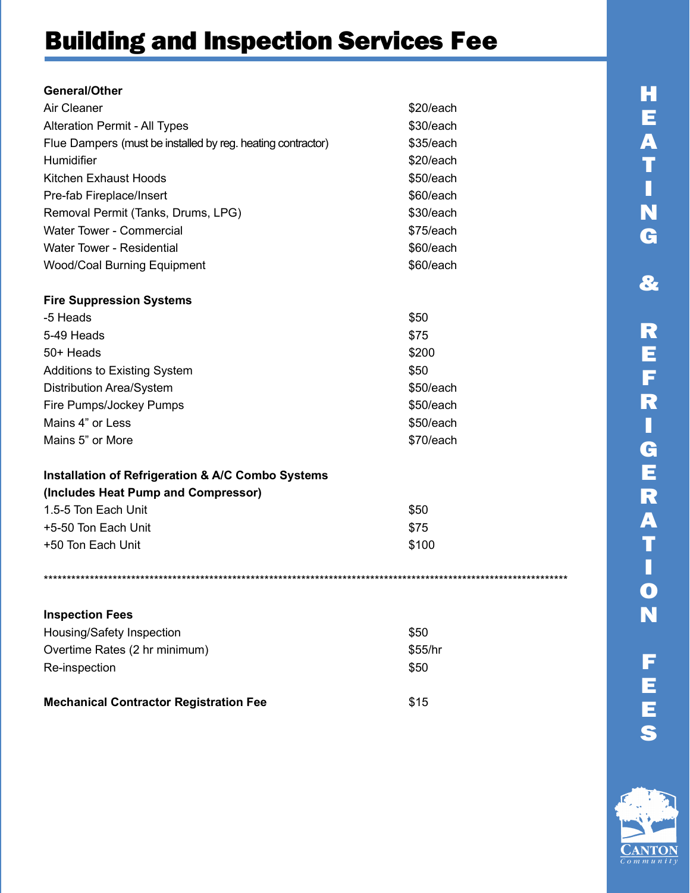# Building and Inspection Services Fee

| **General/Other** | |
|---|---|
| Air Cleaner | $20/each |
| Alteration Permit - All Types | $30/each |
| Flue Dampers (must be installed by reg. heating contractor) | $35/each |
| Humidifier | $20/each |
| Kitchen Exhaust Hoods | $50/each |
| Pre-fab Fireplace/Insert | $60/each |
| Removal Permit (Tanks, Drums, LPG) | $30/each |
| Water Tower - Commercial | $75/each |
| Water Tower - Residential | $60/each |
| Wood/Coal Burning Equipment | $60/each |

| **Fire Suppression Systems** | |
|---|---|
| -5 Heads | $50 |
| 5-49 Heads | $75 |
| 50+ Heads | $200 |
| Additions to Existing System | $50 |
| Distribution Area/System | $50/each |
| Fire Pumps/Jockey Pumps | $50/each |
| Mains 4” or Less | $50/each |
| Mains 5” or More | $70/each |

| **Installation of Refrigeration & A/C Combo Systems (Includes Heat Pump and Compressor)** | |
|---|---|
| 1.5-5 Ton Each Unit | $50 |
| +5-50 Ton Each Unit | $75 |
| +50 Ton Each Unit | $100 |

************************************************************************************************************************

| **Inspection Fees** | |
|---|---|
| Housing/Safety Inspection | $50 |
| Overtime Rates (2 hr minimum) | $55/hr |
| Re-inspection | $50 |

**Mechanical Contractor Registration Fee** $15

HEATING & REFRIGERATION FEES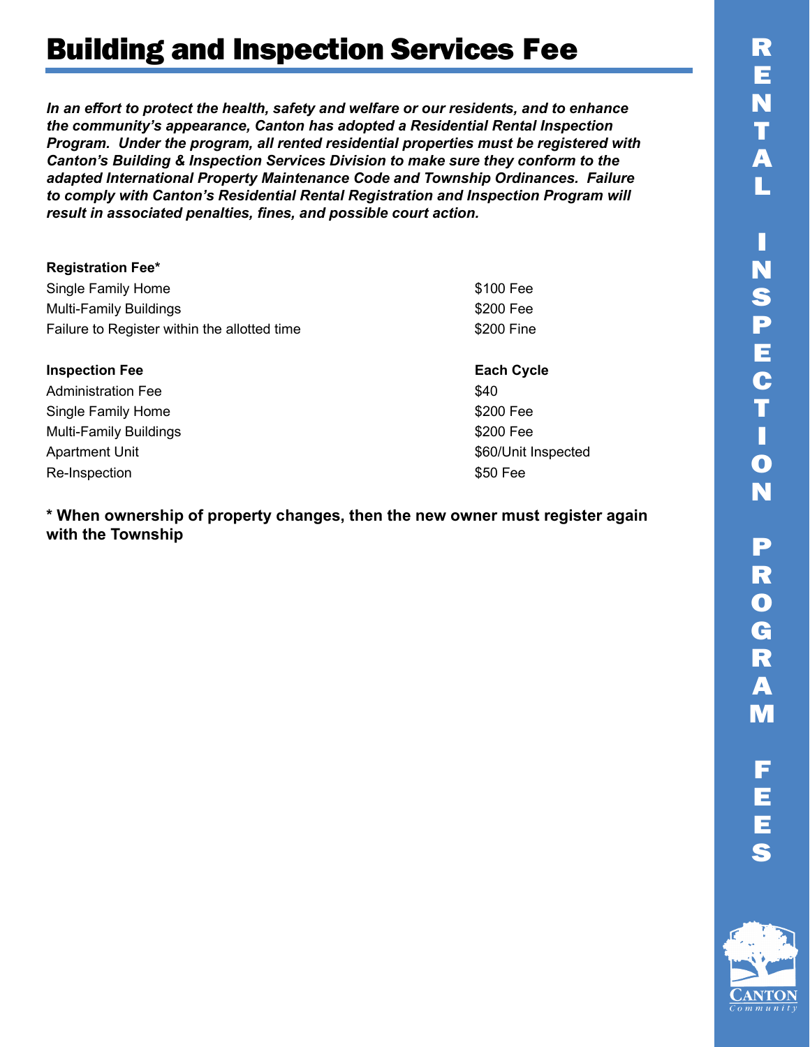# Building and Inspection Services Fee

***In an effort to protect the health, safety and welfare or our residents, and to enhance the community's appearance, Canton has adopted a Residential Rental Inspection Program. Under the program, all rented residential properties must be registered with Canton's Building & Inspection Services Division to make sure they conform to the adapted International Property Maintenance Code and Township Ordinances. Failure to comply with Canton's Residential Rental Registration and Inspection Program will result in associated penalties, fines, and possible court action.***

| | |
|---|---|
| **Registration Fee*** | |
| Single Family Home | $100 Fee |
| Multi-Family Buildings | $200 Fee |
| Failure to Register within the allotted time | $200 Fine |
| | |
| **Inspection Fee** | **Each Cycle** |
| Administration Fee | $40 |
| Single Family Home | $200 Fee |
| Multi-Family Buildings | $200 Fee |
| Apartment Unit | $60/Unit Inspected |
| Re-Inspection | $50 Fee |

**\* When ownership of property changes, then the new owner must register again with the Township**

RENTAL INSPECTION PROGRAM FEES

CANTON Community